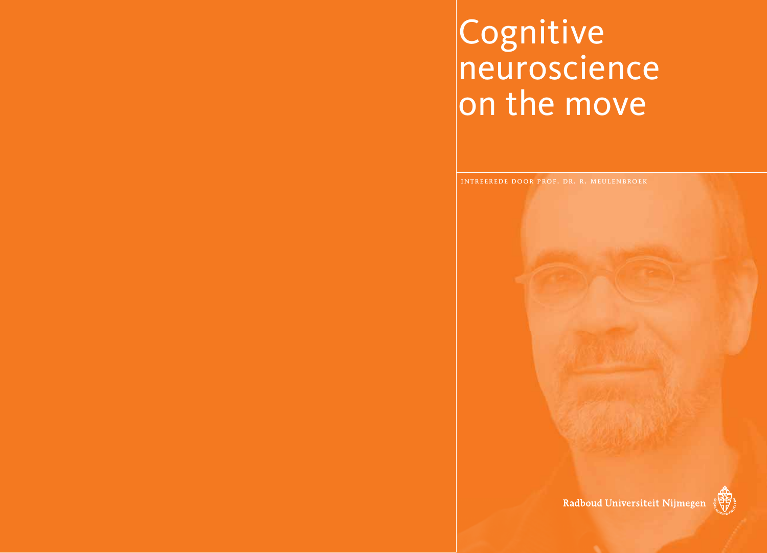# Cognitive neuroscience on the move

INTREEREDE DOOR PROF. DR. R. MEULENBROEK

Radboud Universiteit Nijmegen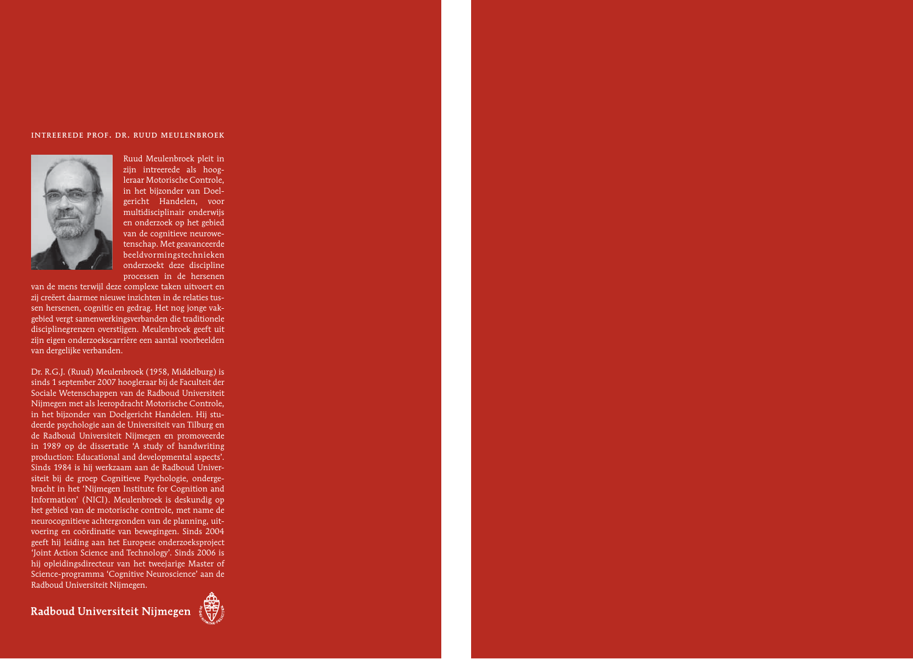## INTREEREDE PROF. DR. RUUD MEULENBROEK

Ruud Meulenbroek pleit in zijn intreerede als hoogleraar Motorische Controle, in het bijzonder van Doelgericht Handelen, voor multidisciplinair onderwijs en onderzoek op het gebied van de cognitieve neurowetenschap. Met geavanceerde beeldvormingstechnieken onderzoekt deze discipline processen in de hersenen van de mens terwijl deze complexe taken uitvoert en zij creëert daarmee nieuwe inzichten in de relaties tussen hersenen, cognitie en gedrag. Het nog jonge vakgebied vergt samenwerkingsverbanden die traditionele disciplinegrenzen overstijgen. Meulenbroek geeft uit zijn eigen onderzoekscarrière een aantal voorbeelden van dergelijke verbanden.

Dr. R.G.J. (Ruud) Meulenbroek (1958, Middelburg) is sinds 1 september 2007 hoogleraar bij de Faculteit der Sociale Wetenschappen van de Radboud Universiteit Nijmegen met als leeropdracht Motorische Controle, in het bijzonder van Doelgericht Handelen. Hij studeerde psychologie aan de Universiteit van Tilburg en de Radboud Universiteit Nijmegen en promoveerde in 1989 op de dissertatie 'A study of handwriting production: Educational and developmental aspects'. Sinds 1984 is hij werkzaam aan de Radboud Universiteit bij de groep Cognitieve Psychologie, ondergebracht in het 'Nijmegen Institute for Cognition and Information' (NICI). Meulenbroek is deskundig op het gebied van de motorische controle, met name de neurocognitieve achtergronden van de planning, uitvoering en coördinatie van bewegingen. Sinds 2004 geeft hij leiding aan het Europese onderzoeksproject 'Joint Action Science and Technology'. Sinds 2006 is hij opleidingsdirecteur van het tweejarige Master of Science-programma 'Cognitive Neuroscience' aan de Radboud Universiteit Nijmegen.

**Radboud Universiteit Nijmegen**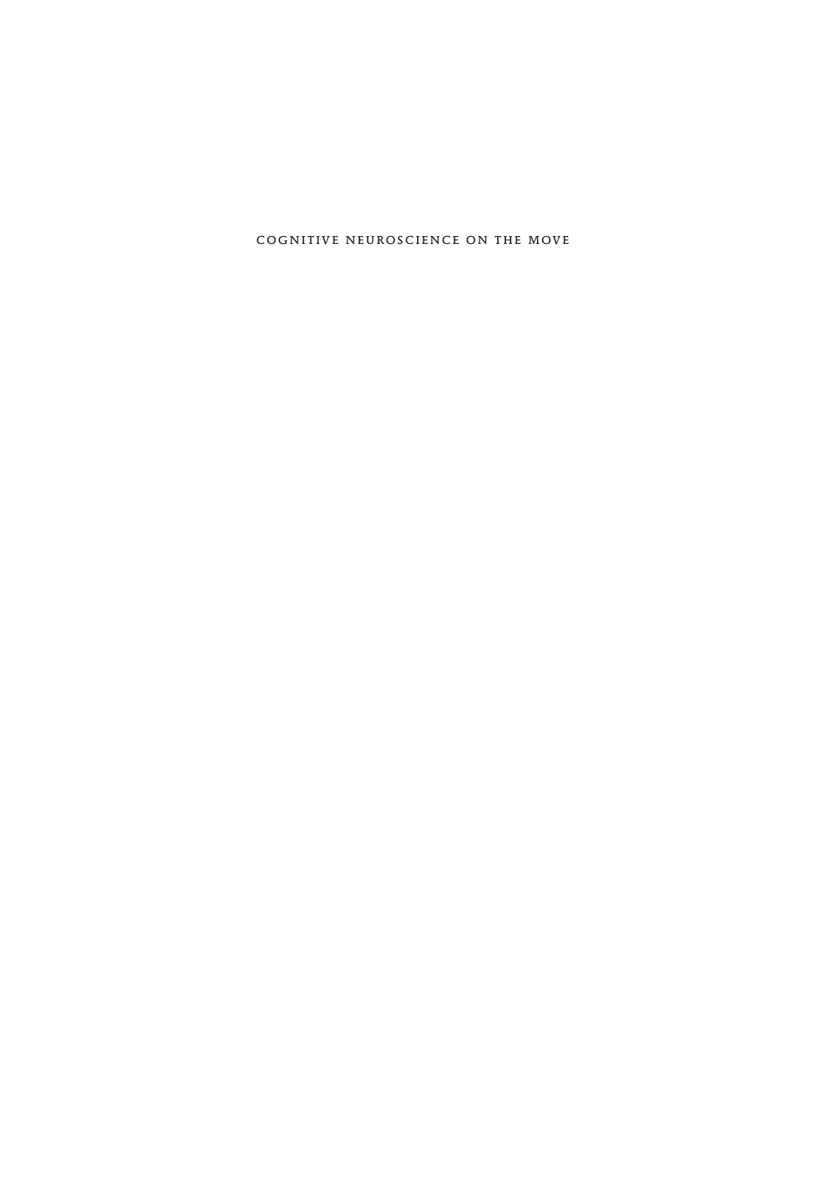# COGNITIVE NEUROSCIENCE ON THE MOVE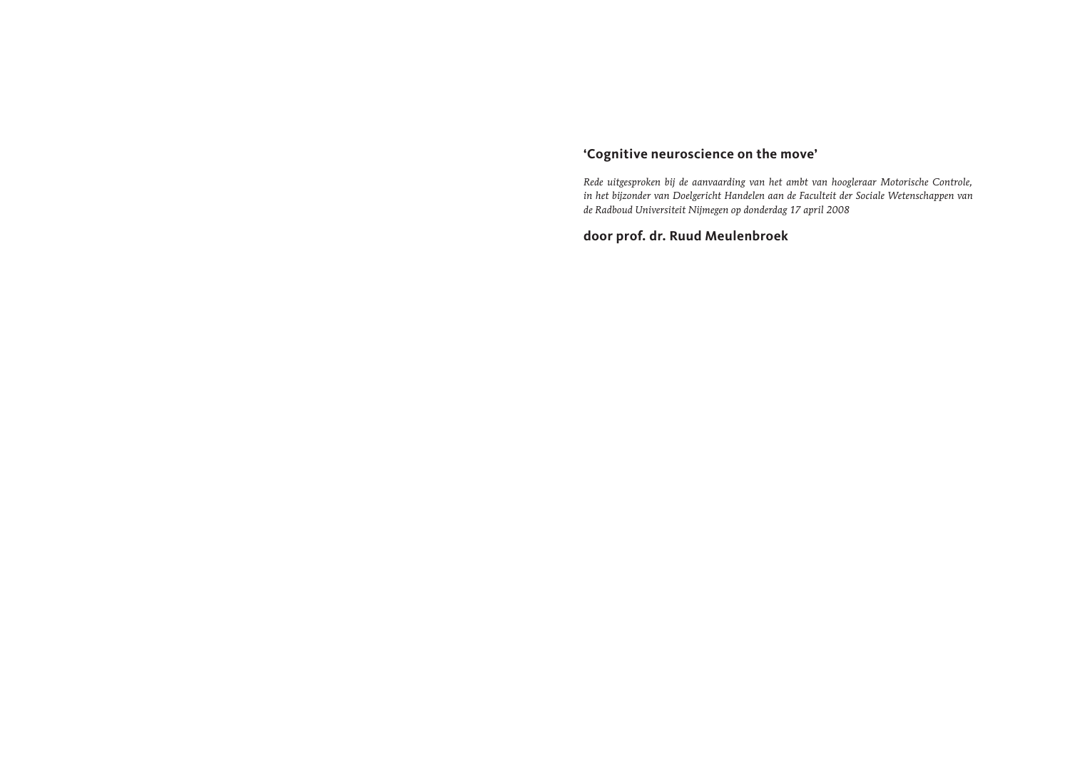**'Cognitive neuroscience on the move'**

*Rede uitgesproken bij de aanvaarding van het ambt van hoogleraar Motorische Controle, in het bijzonder van Doelgericht Handelen aan de Faculteit der Sociale Wetenschappen van de Radboud Universiteit Nijmegen op donderdag 17 april 2008*

**door prof. dr. Ruud Meulenbroek**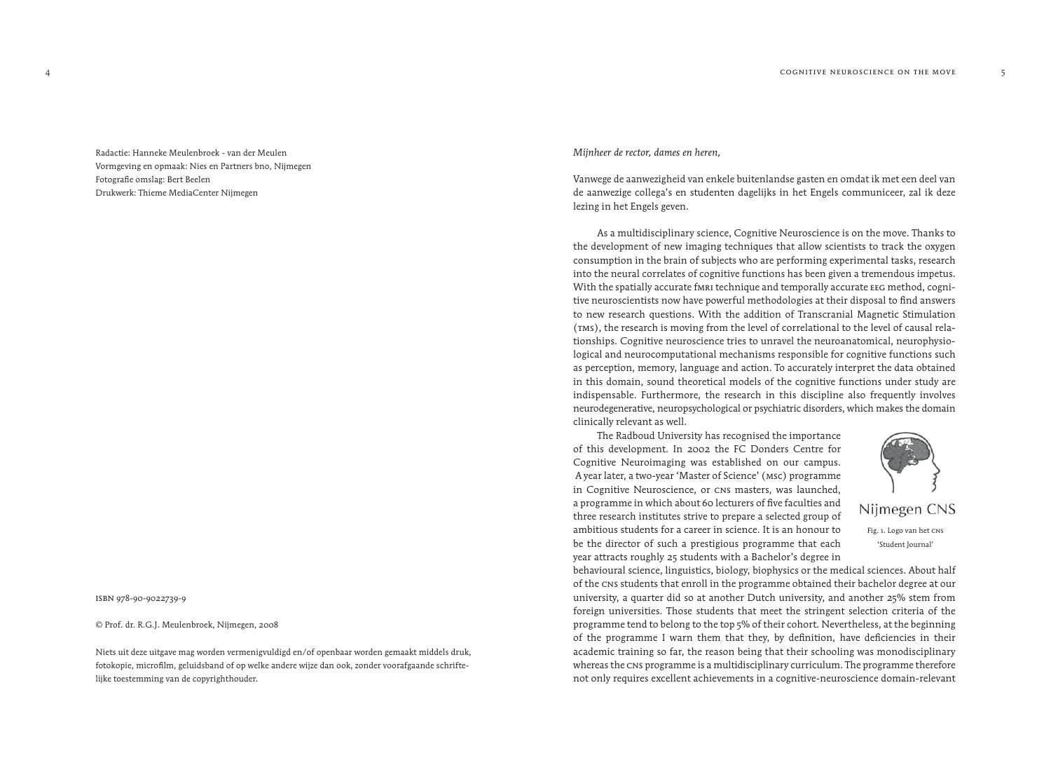Radactie: Hanneke Meulenbroek - van der Meulen
Vormgeving en opmaak: Nies en Partners bno, Nijmegen
Fotografie omslag: Bert Beelen
Drukwerk: Thieme MediaCenter Nijmegen

ISBN 978-90-9022739-9

© Prof. dr. R.G.J. Meulenbroek, Nijmegen, 2008

Niets uit deze uitgave mag worden vermenigvuldigd en/of openbaar worden gemaakt middels druk, fotokopie, microfilm, geluidsband of op welke andere wijze dan ook, zonder voorafgaande schriftelijke toestemming van de copyrighthouder.

*Mijnheer de rector, dames en heren,*

Vanwege de aanwezigheid van enkele buitenlandse gasten en omdat ik met een deel van de aanwezige collega's en studenten dagelijks in het Engels communiceer, zal ik deze lezing in het Engels geven.

As a multidisciplinary science, Cognitive Neuroscience is on the move. Thanks to the development of new imaging techniques that allow scientists to track the oxygen consumption in the brain of subjects who are performing experimental tasks, research into the neural correlates of cognitive functions has been given a tremendous impetus. With the spatially accurate fMRI technique and temporally accurate EEG method, cognitive neuroscientists now have powerful methodologies at their disposal to find answers to new research questions. With the addition of Transcranial Magnetic Stimulation (TMS), the research is moving from the level of correlational to the level of causal relationships. Cognitive neuroscience tries to unravel the neuroanatomical, neurophysiological and neurocomputational mechanisms responsible for cognitive functions such as perception, memory, language and action. To accurately interpret the data obtained in this domain, sound theoretical models of the cognitive functions under study are indispensable. Furthermore, the research in this discipline also frequently involves neurodegenerative, neuropsychological or psychiatric disorders, which makes the domain clinically relevant as well.

The Radboud University has recognised the importance of this development. In 2002 the FC Donders Centre for Cognitive Neuroimaging was established on our campus. A year later, a two-year 'Master of Science' (MSc) programme in Cognitive Neuroscience, or CNS masters, was launched, a programme in which about 60 lecturers of five faculties and three research institutes strive to prepare a selected group of ambitious students for a career in science. It is an honour to be the director of such a prestigious programme that each year attracts roughly 25 students with a Bachelor's degree in behavioural science, linguistics, biology, biophysics or the medical sciences. About half of the CNS students that enroll in the programme obtained their bachelor degree at our university, a quarter did so at another Dutch university, and another 25% stem from foreign universities. Those students that meet the stringent selection criteria of the programme tend to belong to the top 5% of their cohort. Nevertheless, at the beginning of the programme I warn them that they, by definition, have deficiencies in their academic training so far, the reason being that their schooling was monodisciplinary whereas the CNS programme is a multidisciplinary curriculum. The programme therefore not only requires excellent achievements in a cognitive-neuroscience domain-relevant

Nijmegen CNS

Fig. 1. Logo van het CNS 'Student Journal'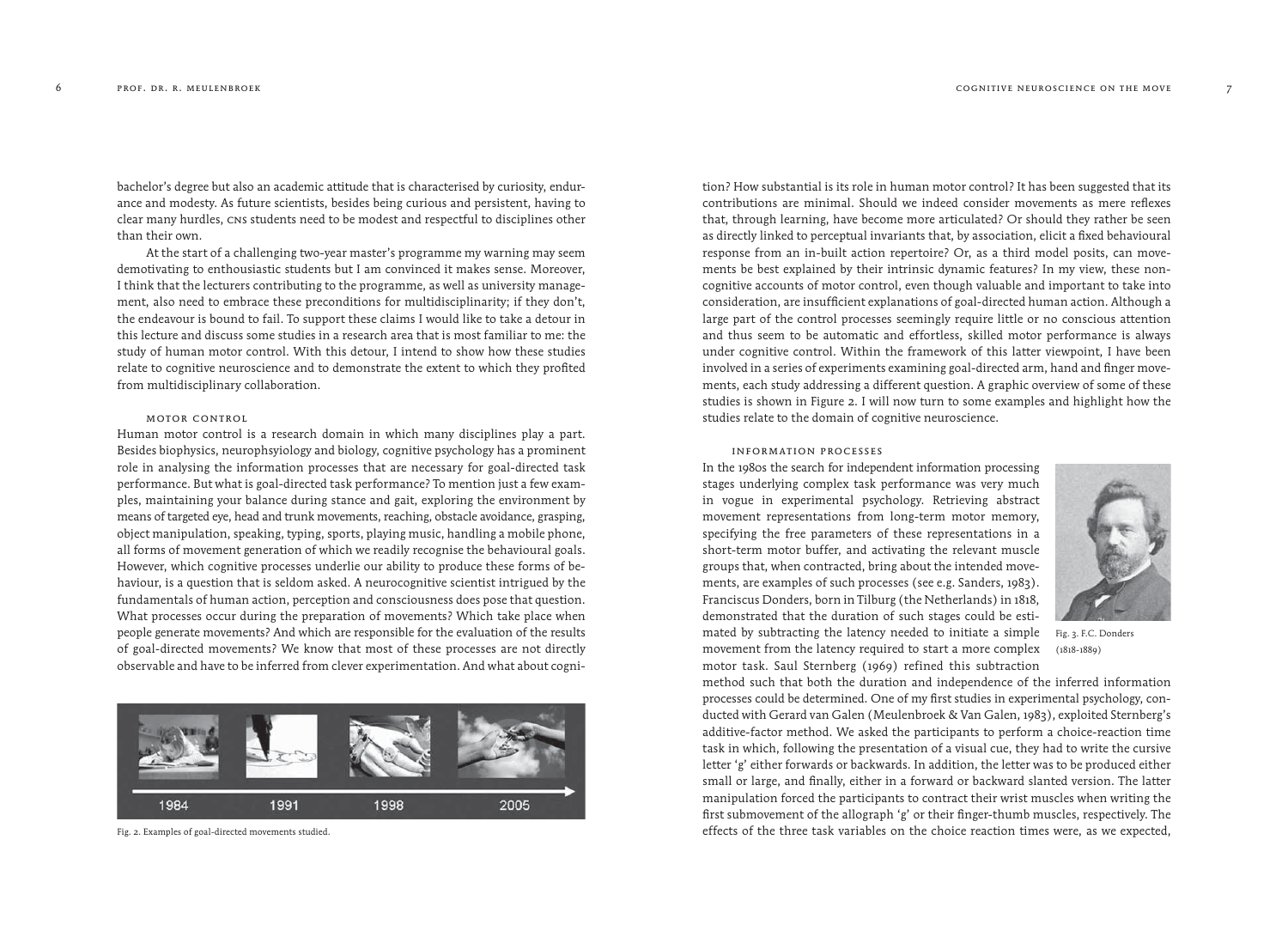bachelor's degree but also an academic attitude that is characterised by curiosity, endurance and modesty. As future scientists, besides being curious and persistent, having to clear many hurdles, CNS students need to be modest and respectful to disciplines other than their own.

At the start of a challenging two-year master's programme my warning may seem demotivating to enthousiastic students but I am convinced it makes sense. Moreover, I think that the lecturers contributing to the programme, as well as university management, also need to embrace these preconditions for multidisciplinarity; if they don't, the endeavour is bound to fail. To support these claims I would like to take a detour in this lecture and discuss some studies in a research area that is most familiar to me: the study of human motor control. With this detour, I intend to show how these studies relate to cognitive neuroscience and to demonstrate the extent to which they profited from multidisciplinary collaboration.

## motor control

Human motor control is a research domain in which many disciplines play a part. Besides biophysics, neurophsyiology and biology, cognitive psychology has a prominent role in analysing the information processes that are necessary for goal-directed task performance. But what is goal-directed task performance? To mention just a few examples, maintaining your balance during stance and gait, exploring the environment by means of targeted eye, head and trunk movements, reaching, obstacle avoidance, grasping, object manipulation, speaking, typing, sports, playing music, handling a mobile phone, all forms of movement generation of which we readily recognise the behavioural goals. However, which cognitive processes underlie our ability to produce these forms of behaviour, is a question that is seldom asked. A neurocognitive scientist intrigued by the fundamentals of human action, perception and consciousness does pose that question. What processes occur during the preparation of movements? Which take place when people generate movements? And which are responsible for the evaluation of the results of goal-directed movements? We know that most of these processes are not directly observable and have to be inferred from clever experimentation. And what about cognition? How substantial is its role in human motor control? It has been suggested that its contributions are minimal. Should we indeed consider movements as mere reflexes that, through learning, have become more articulated? Or should they rather be seen as directly linked to perceptual invariants that, by association, elicit a fixed behavioural response from an in-built action repertoire? Or, as a third model posits, can movements be best explained by their intrinsic dynamic features? In my view, these non-cognitive accounts of motor control, even though valuable and important to take into consideration, are insufficient explanations of goal-directed human action. Although a large part of the control processes seemingly require little or no conscious attention and thus seem to be automatic and effortless, skilled motor performance is always under cognitive control. Within the framework of this latter viewpoint, I have been involved in a series of experiments examining goal-directed arm, hand and finger movements, each study addressing a different question. A graphic overview of some of these studies is shown in Figure 2. I will now turn to some examples and highlight how the studies relate to the domain of cognitive neuroscience.

1984 1991 1998 2005

Fig. 2. Examples of goal-directed movements studied.

## information processes

In the 1980s the search for independent information processing stages underlying complex task performance was very much in vogue in experimental psychology. Retrieving abstract movement representations from long-term motor memory, specifying the free parameters of these representations in a short-term motor buffer, and activating the relevant muscle groups that, when contracted, bring about the intended movements, are examples of such processes (see e.g. Sanders, 1983). Franciscus Donders, born in Tilburg (the Netherlands) in 1818, demonstrated that the duration of such stages could be estimated by subtracting the latency needed to initiate a simple movement from the latency required to start a more complex motor task. Saul Sternberg (1969) refined this subtraction method such that both the duration and independence of the inferred information processes could be determined. One of my first studies in experimental psychology, conducted with Gerard van Galen (Meulenbroek & Van Galen, 1983), exploited Sternberg's additive-factor method. We asked the participants to perform a choice-reaction time task in which, following the presentation of a visual cue, they had to write the cursive letter 'g' either forwards or backwards. In addition, the letter was to be produced either small or large, and finally, either in a forward or backward slanted version. The latter manipulation forced the participants to contract their wrist muscles when writing the first submovement of the allograph 'g' or their finger-thumb muscles, respectively. The effects of the three task variables on the choice reaction times were, as we expected,

Fig. 3. F.C. Donders (1818-1889)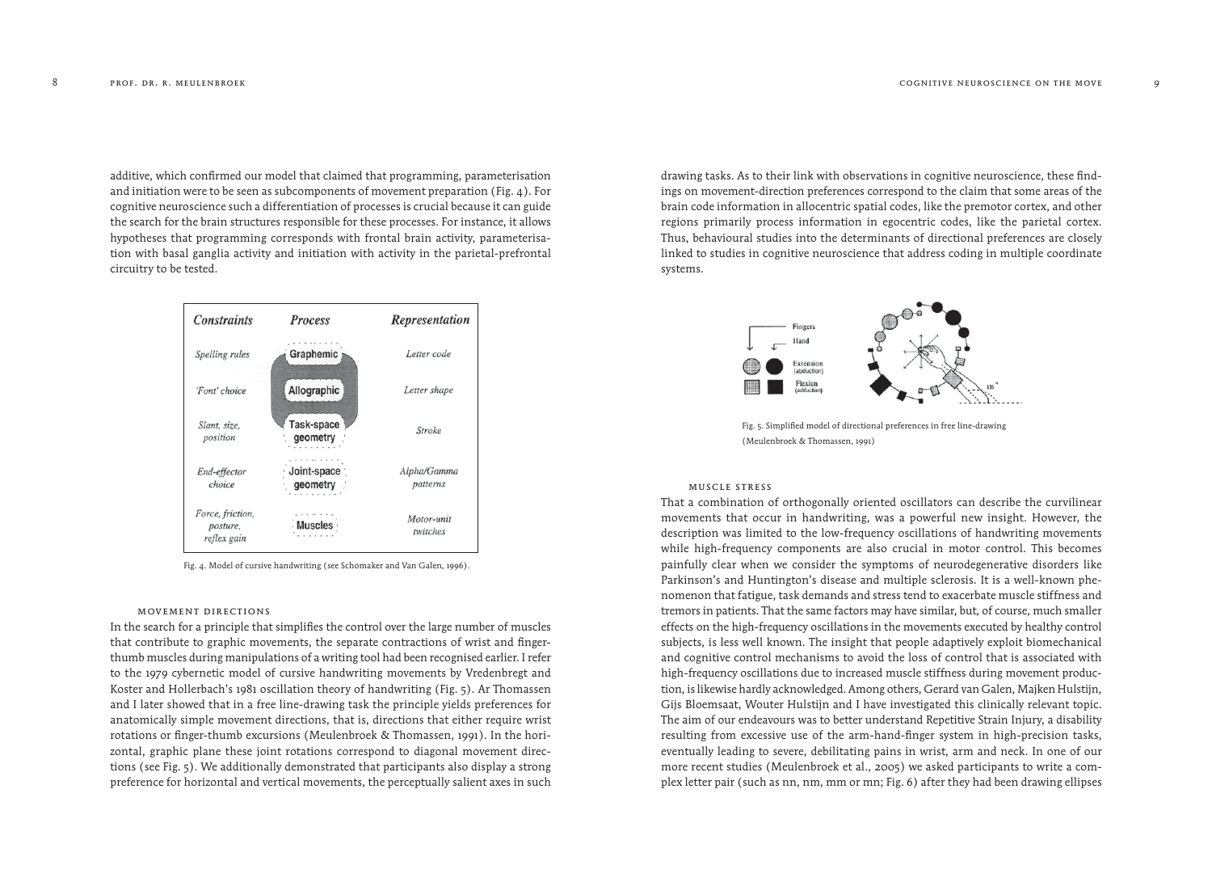additive, which confirmed our model that claimed that programming, parameterisation and initiation were to be seen as subcomponents of movement preparation (Fig. 4). For cognitive neuroscience such a differentiation of processes is crucial because it can guide the search for the brain structures responsible for these processes. For instance, it allows hypotheses that programming corresponds with frontal brain activity, parameterisation with basal ganglia activity and initiation with activity in the parietal-prefrontal circuitry to be tested.

| *Constraints* | *Process* | *Representation* |
|---|---|---|
| *Spelling rules* | Graphemic | *Letter code* |
| *'Font' choice* | Allographic | *Letter shape* |
| *Slant, size, position* | Task-space geometry | *Stroke* |
| *End-effector choice* | Joint-space geometry | *Alpha/Gamma patterns* |
| *Force, friction, posture, reflex gain* | Muscles | *Motor-unit twitches* |

Fig. 4. Model of cursive handwriting (see Schomaker and Van Galen, 1996).

### movement directions

In the search for a principle that simplifies the control over the large number of muscles that contribute to graphic movements, the separate contractions of wrist and finger-thumb muscles during manipulations of a writing tool had been recognised earlier. I refer to the 1979 cybernetic model of cursive handwriting movements by Vredenbregt and Koster and Hollerbach's 1981 oscillation theory of handwriting (Fig. 5). Ar Thomassen and I later showed that in a free line-drawing task the principle yields preferences for anatomically simple movement directions, that is, directions that either require wrist rotations or finger-thumb excursions (Meulenbroek & Thomassen, 1991). In the horizontal, graphic plane these joint rotations correspond to diagonal movement directions (see Fig. 5). We additionally demonstrated that participants also display a strong preference for horizontal and vertical movements, the perceptually salient axes in such drawing tasks. As to their link with observations in cognitive neuroscience, these findings on movement-direction preferences correspond to the claim that some areas of the brain code information in allocentric spatial codes, like the premotor cortex, and other regions primarily process information in egocentric codes, like the parietal cortex. Thus, behavioural studies into the determinants of directional preferences are closely linked to studies in cognitive neuroscience that address coding in multiple coordinate systems.

Fig. 5. Simplified model of directional preferences in free line-drawing (Meulenbroek & Thomassen, 1991)

### muscle stress

That a combination of orthogonally oriented oscillators can describe the curvilinear movements that occur in handwriting, was a powerful new insight. However, the description was limited to the low-frequency oscillations of handwriting movements while high-frequency components are also crucial in motor control. This becomes painfully clear when we consider the symptoms of neurodegenerative disorders like Parkinson's and Huntington's disease and multiple sclerosis. It is a well-known phenomenon that fatigue, task demands and stress tend to exacerbate muscle stiffness and tremors in patients. That the same factors may have similar, but, of course, much smaller effects on the high-frequency oscillations in the movements executed by healthy control subjects, is less well known. The insight that people adaptively exploit biomechanical and cognitive control mechanisms to avoid the loss of control that is associated with high-frequency oscillations due to increased muscle stiffness during movement production, is likewise hardly acknowledged. Among others, Gerard van Galen, Majken Hulstijn, Gijs Bloemsaat, Wouter Hulstijn and I have investigated this clinically relevant topic. The aim of our endeavours was to better understand Repetitive Strain Injury, a disability resulting from excessive use of the arm-hand-finger system in high-precision tasks, eventually leading to severe, debilitating pains in wrist, arm and neck. In one of our more recent studies (Meulenbroek et al., 2005) we asked participants to write a complex letter pair (such as nn, nm, mm or mn; Fig. 6) after they had been drawing ellipses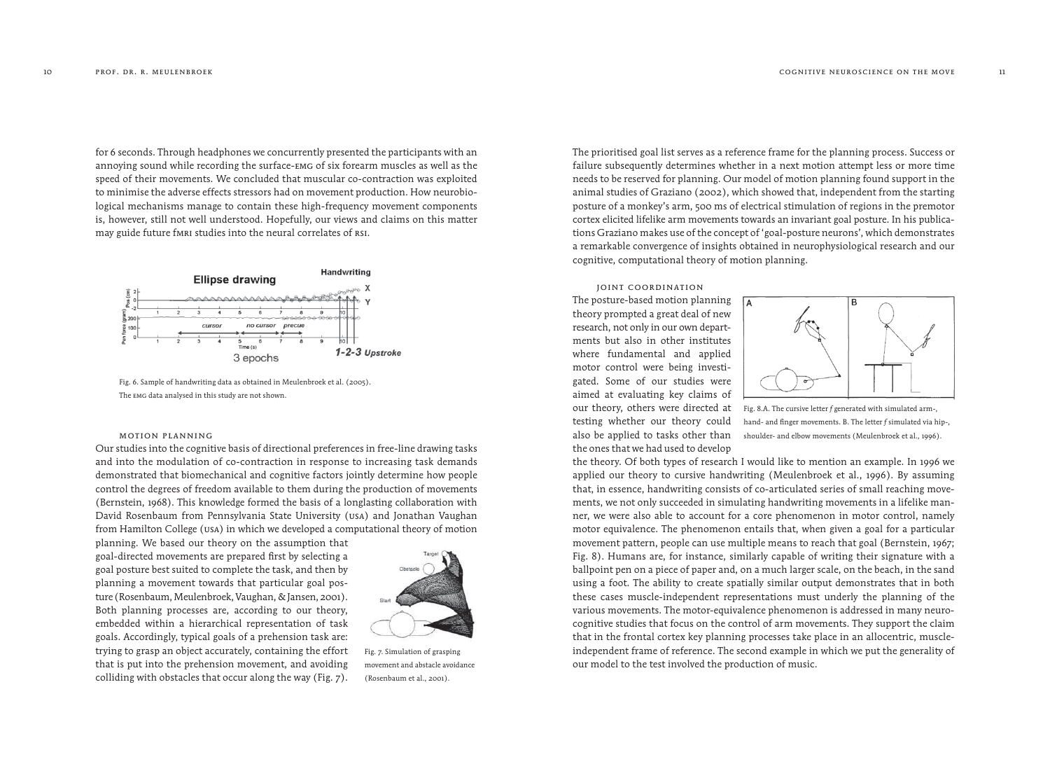for 6 seconds. Through headphones we concurrently presented the participants with an annoying sound while recording the surface-EMG of six forearm muscles as well as the speed of their movements. We concluded that muscular co-contraction was exploited to minimise the adverse effects stressors had on movement production. How neurobiological mechanisms manage to contain these high-frequency movement components is, however, still not well understood. Hopefully, our views and claims on this matter may guide future fMRI studies into the neural correlates of RSI.

Fig. 6. Sample of handwriting data as obtained in Meulenbroek et al. (2005). The EMG data analysed in this study are not shown.

### MOTION PLANNING

Our studies into the cognitive basis of directional preferences in free-line drawing tasks and into the modulation of co-contraction in response to increasing task demands demonstrated that biomechanical and cognitive factors jointly determine how people control the degrees of freedom available to them during the production of movements (Bernstein, 1968). This knowledge formed the basis of a longlasting collaboration with David Rosenbaum from Pennsylvania State University (USA) and Jonathan Vaughan from Hamilton College (USA) in which we developed a computational theory of motion planning. We based our theory on the assumption that goal-directed movements are prepared first by selecting a goal posture best suited to complete the task, and then by planning a movement towards that particular goal posture (Rosenbaum, Meulenbroek, Vaughan, & Jansen, 2001). Both planning processes are, according to our theory, embedded within a hierarchical representation of task goals. Accordingly, typical goals of a prehension task are: trying to grasp an object accurately, containing the effort that is put into the prehension movement, and avoiding colliding with obstacles that occur along the way (Fig. 7).

Fig. 7. Simulation of grasping movement and abstacle avoidance (Rosenbaum et al., 2001).

The prioritised goal list serves as a reference frame for the planning process. Success or failure subsequently determines whether in a next motion attempt less or more time needs to be reserved for planning. Our model of motion planning found support in the animal studies of Graziano (2002), which showed that, independent from the starting posture of a monkey's arm, 500 ms of electrical stimulation of regions in the premotor cortex elicited lifelike arm movements towards an invariant goal posture. In his publications Graziano makes use of the concept of 'goal-posture neurons', which demonstrates a remarkable convergence of insights obtained in neurophysiological research and our cognitive, computational theory of motion planning.

### JOINT COORDINATION

The posture-based motion planning theory prompted a great deal of new research, not only in our own departments but also in other institutes where fundamental and applied motor control were being investigated. Some of our studies were aimed at evaluating key claims of our theory, others were directed at testing whether our theory could also be applied to tasks other than the ones that we had used to develop the theory. Of both types of research I would like to mention an example. In 1996 we applied our theory to cursive handwriting (Meulenbroek et al., 1996). By assuming that, in essence, handwriting consists of co-articulated series of small reaching movements, we not only succeeded in simulating handwriting movements in a lifelike manner, we were also able to account for a core phenomenon in motor control, namely motor equivalence. The phenomenon entails that, when given a goal for a particular movement pattern, people can use multiple means to reach that goal (Bernstein, 1967; Fig. 8). Humans are, for instance, similarly capable of writing their signature with a ballpoint pen on a piece of paper and, on a much larger scale, on the beach, in the sand using a foot. The ability to create spatially similar output demonstrates that in both these cases muscle-independent representations must underly the planning of the various movements. The motor-equivalence phenomenon is addressed in many neurocognitive studies that focus on the control of arm movements. They support the claim that in the frontal cortex key planning processes take place in an allocentric, muscle-independent frame of reference. The second example in which we put the generality of our model to the test involved the production of music.

Fig. 8.A. The cursive letter *f* generated with simulated arm-, hand- and finger movements. B. The letter *f* simulated via hip-, shoulder- and elbow movements (Meulenbroek et al., 1996).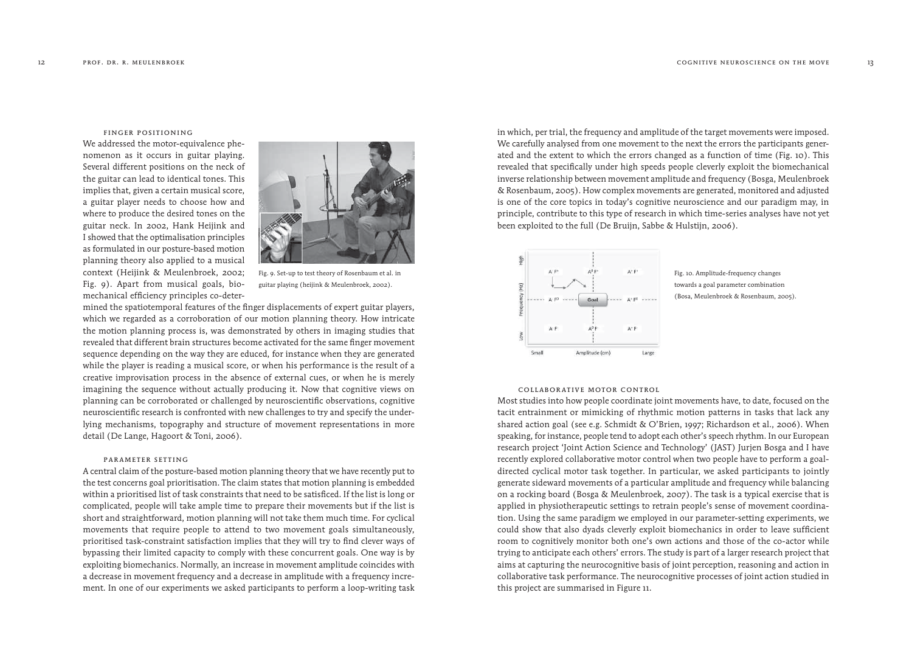### finger positioning

We addressed the motor-equivalence phenomenon as it occurs in guitar playing. Several different positions on the neck of the guitar can lead to identical tones. This implies that, given a certain musical score, a guitar player needs to choose how and where to produce the desired tones on the guitar neck. In 2002, Hank Heijink and I showed that the optimalisation principles as formulated in our posture-based motion planning theory also applied to a musical context (Heijink & Meulenbroek, 2002; Fig. 9). Apart from musical goals, biomechanical efficiency principles co-determined the spatiotemporal features of the finger displacements of expert guitar players, which we regarded as a corroboration of our motion planning theory. How intricate the motion planning process is, was demonstrated by others in imaging studies that revealed that different brain structures become activated for the same finger movement sequence depending on the way they are educed, for instance when they are generated while the player is reading a musical score, or when his performance is the result of a creative improvisation process in the absence of external cues, or when he is merely imagining the sequence without actually producing it. Now that cognitive views on planning can be corroborated or challenged by neuroscientific observations, cognitive neuroscientific research is confronted with new challenges to try and specify the underlying mechanisms, topography and structure of movement representations in more detail (De Lange, Hagoort & Toni, 2006).

Fig. 9. Set-up to test theory of Rosenbaum et al. in guitar playing (heijink & Meulenbroek, 2002).

### parameter setting

A central claim of the posture-based motion planning theory that we have recently put to the test concerns goal prioritisation. The claim states that motion planning is embedded within a prioritised list of task constraints that need to be satisficed. If the list is long or complicated, people will take ample time to prepare their movements but if the list is short and straightforward, motion planning will not take them much time. For cyclical movements that require people to attend to two movement goals simultaneously, prioritised task-constraint satisfaction implies that they will try to find clever ways of bypassing their limited capacity to comply with these concurrent goals. One way is by exploiting biomechanics. Normally, an increase in movement amplitude coincides with a decrease in movement frequency and a decrease in amplitude with a frequency increment. In one of our experiments we asked participants to perform a loop-writing task in which, per trial, the frequency and amplitude of the target movements were imposed. We carefully analysed from one movement to the next the errors the participants generated and the extent to which the errors changed as a function of time (Fig. 10). This revealed that specifically under high speeds people cleverly exploit the biomechanical inverse relationship between movement amplitude and frequency (Bosga, Meulenbroek & Rosenbaum, 2005). How complex movements are generated, monitored and adjusted is one of the core topics in today's cognitive neuroscience and our paradigm may, in principle, contribute to this type of research in which time-series analyses have not yet been exploited to the full (De Bruijn, Sabbe & Hulstijn, 2006).

Fig. 10. Amplitude-frequency changes towards a goal parameter combination (Bosa, Meulenbroek & Rosenbaum, 2005).

### collaborative motor control

Most studies into how people coordinate joint movements have, to date, focused on the tacit entrainment or mimicking of rhythmic motion patterns in tasks that lack any shared action goal (see e.g. Schmidt & O'Brien, 1997; Richardson et al., 2006). When speaking, for instance, people tend to adopt each other's speech rhythm. In our European research project 'Joint Action Science and Technology' (JAST) Jurjen Bosga and I have recently explored collaborative motor control when two people have to perform a goal-directed cyclical motor task together. In particular, we asked participants to jointly generate sideward movements of a particular amplitude and frequency while balancing on a rocking board (Bosga & Meulenbroek, 2007). The task is a typical exercise that is applied in physiotherapeutic settings to retrain people's sense of movement coordination. Using the same paradigm we employed in our parameter-setting experiments, we could show that also dyads cleverly exploit biomechanics in order to leave sufficient room to cognitively monitor both one's own actions and those of the co-actor while trying to anticipate each others' errors. The study is part of a larger research project that aims at capturing the neurocognitive basis of joint perception, reasoning and action in collaborative task performance. The neurocognitive processes of joint action studied in this project are summarised in Figure 11.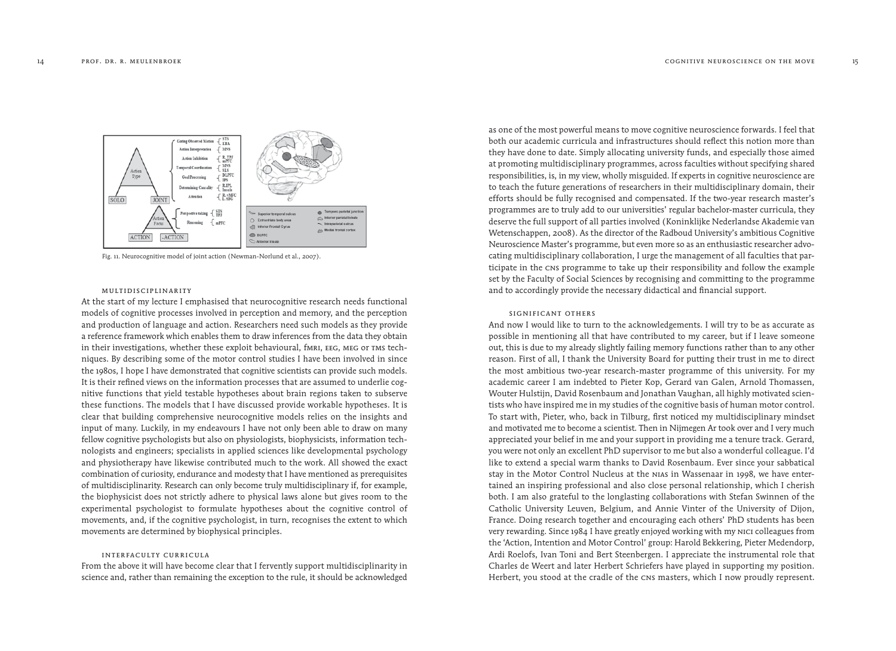Fig. 11. Neurocognitive model of joint action (Newman-Norlund et al., 2007).

### multidisciplinarity

At the start of my lecture I emphasised that neurocognitive research needs functional models of cognitive processes involved in perception and memory, and the perception and production of language and action. Researchers need such models as they provide a reference framework which enables them to draw inferences from the data they obtain in their investigations, whether these exploit behavioural, fMRI, EEG, MEG or TMS techniques. By describing some of the motor control studies I have been involved in since the 1980s, I hope I have demonstrated that cognitive scientists can provide such models. It is their refined views on the information processes that are assumed to underlie cognitive functions that yield testable hypotheses about brain regions taken to subserve these functions. The models that I have discussed provide workable hypotheses. It is clear that building comprehensive neurocognitive models relies on the insights and input of many. Luckily, in my endeavours I have not only been able to draw on many fellow cognitive psychologists but also on physiologists, biophysicists, information technologists and engineers; specialists in applied sciences like developmental psychology and physiotherapy have likewise contributed much to the work. All showed the exact combination of curiosity, endurance and modesty that I have mentioned as prerequisites of multidisciplinarity. Research can only become truly multidisciplinary if, for example, the biophysicist does not strictly adhere to physical laws alone but gives room to the experimental psychologist to formulate hypotheses about the cognitive control of movements, and, if the cognitive psychologist, in turn, recognises the extent to which movements are determined by biophysical principles.

### interfaculty curricula

From the above it will have become clear that I fervently support multidisciplinarity in science and, rather than remaining the exception to the rule, it should be acknowledged as one of the most powerful means to move cognitive neuroscience forwards. I feel that both our academic curricula and infrastructures should reflect this notion more than they have done to date. Simply allocating university funds, and especially those aimed at promoting multidisciplinary programmes, across faculties without specifying shared responsibilities, is, in my view, wholly misguided. If experts in cognitive neuroscience are to teach the future generations of researchers in their multidisciplinary domain, their efforts should be fully recognised and compensated. If the two-year research master's programmes are to truly add to our universities' regular bachelor-master curricula, they deserve the full support of all parties involved (Koninklijke Nederlandse Akademie van Wetenschappen, 2008). As the director of the Radboud University's ambitious Cognitive Neuroscience Master's programme, but even more so as an enthusiastic researcher advocating multidisciplinary collaboration, I urge the management of all faculties that participate in the CNS programme to take up their responsibility and follow the example set by the Faculty of Social Sciences by recognising and committing to the programme and to accordingly provide the necessary didactical and financial support.

### significant others

And now I would like to turn to the acknowledgements. I will try to be as accurate as possible in mentioning all that have contributed to my career, but if I leave someone out, this is due to my already slightly failing memory functions rather than to any other reason. First of all, I thank the University Board for putting their trust in me to direct the most ambitious two-year research-master programme of this university. For my academic career I am indebted to Pieter Kop, Gerard van Galen, Arnold Thomassen, Wouter Hulstijn, David Rosenbaum and Jonathan Vaughan, all highly motivated scientists who have inspired me in my studies of the cognitive basis of human motor control. To start with, Pieter, who, back in Tilburg, first noticed my multidisciplinary mindset and motivated me to become a scientist. Then in Nijmegen Ar took over and I very much appreciated your belief in me and your support in providing me a tenure track. Gerard, you were not only an excellent PhD supervisor to me but also a wonderful colleague. I'd like to extend a special warm thanks to David Rosenbaum. Ever since your sabbatical stay in the Motor Control Nucleus at the NIAS in Wassenaar in 1998, we have entertained an inspiring professional and also close personal relationship, which I cherish both. I am also grateful to the longlasting collaborations with Stefan Swinnen of the Catholic University Leuven, Belgium, and Annie Vinter of the University of Dijon, France. Doing research together and encouraging each others' PhD students has been very rewarding. Since 1984 I have greatly enjoyed working with my NICI colleagues from the 'Action, Intention and Motor Control' group: Harold Bekkering, Pieter Medendorp, Ardi Roelofs, Ivan Toni and Bert Steenbergen. I appreciate the instrumental role that Charles de Weert and later Herbert Schriefers have played in supporting my position. Herbert, you stood at the cradle of the CNS masters, which I now proudly represent.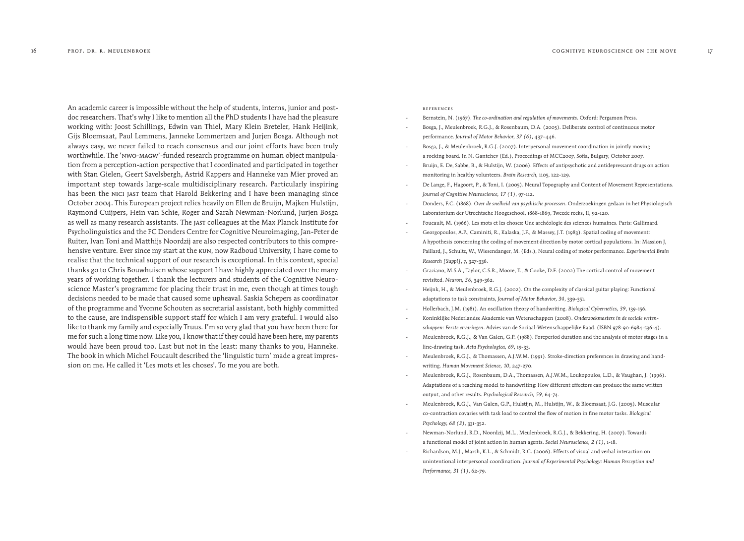An academic career is impossible without the help of students, interns, junior and post-doc researchers. That's why I like to mention all the PhD students I have had the pleasure working with: Joost Schillings, Edwin van Thiel, Mary Klein Breteler, Hank Heijink, Gijs Bloemsaat, Paul Lemmens, Janneke Lommertzen and Jurjen Bosga. Although not always easy, we never failed to reach consensus and our joint efforts have been truly worthwhile. The 'NWO-MAGW'-funded research programme on human object manipulation from a perception-action perspective that I coordinated and participated in together with Stan Gielen, Geert Savelsbergh, Astrid Kappers and Hanneke van Mier proved an important step towards large-scale multidisciplinary research. Particularly inspiring has been the NICI JAST team that Harold Bekkering and I have been managing since October 2004. This European project relies heavily on Ellen de Bruijn, Majken Hulstijn, Raymond Cuijpers, Hein van Schie, Roger and Sarah Newman-Norlund, Jurjen Bosga as well as many research assistants. The JAST colleagues at the Max Planck Institute for Psycholinguistics and the FC Donders Centre for Cognitive Neuroimaging, Jan-Peter de Ruiter, Ivan Toni and Matthijs Noordzij are also respected contributors to this comprehensive venture. Ever since my start at the KUN, now Radboud University, I have come to realise that the technical support of our research is exceptional. In this context, special thanks go to Chris Bouwhuisen whose support I have highly appreciated over the many years of working together. I thank the lecturers and students of the Cognitive Neuroscience Master's programme for placing their trust in me, even though at times tough decisions needed to be made that caused some upheaval. Saskia Schepers as coordinator of the programme and Yvonne Schouten as secretarial assistant, both highly committed to the cause, are indispensible support staff for which I am very grateful. I would also like to thank my family and especially Truus. I'm so very glad that you have been there for me for such a long time now. Like you, I know that if they could have been here, my parents would have been proud too. Last but not in the least: many thanks to you, Hanneke. The book in which Michel Foucault described the 'linguistic turn' made a great impression on me. He called it 'Les mots et les choses'. To me you are both.

## References

- Bernstein, N. (1967). *The co-ordination and regulation of movements*. Oxford: Pergamon Press.
- Bosga, J., Meulenbroek, R.G.J., & Rosenbaum, D.A. (2005). Deliberate control of continuous motor performance. *Journal of Motor Behavior, 37 (6)*, 437–446.
- Bosga, J., & Meulenbroek, R.G.J. (2007). Interpersonal movement coordination in jointly moving a rocking board. In N. Gantchev (Ed.), Proceedings of MCC2007, Sofia, Bulgary, October 2007.
- Bruijn, E. De, Sabbe, B., & Hulstijn, W. (2006). Effects of antipsychotic and antidepressant drugs on action monitoring in healthy volunteers. *Brain Research*, 1105, 122-129.
- De Lange, F., Hagoort, P., & Toni, I. (2005). Neural Topography and Content of Movement Representations. *Journal of Cognitive Neuroscience, 17 (1)*, 97-112.
- Donders, F.C. (1868). *Over de snelheid van psychische processen*. Onderzoekingen gedaan in het Physiologisch Laboratorium der Utrechtsche Hoogeschool, 1868-1869, Tweede reeks, II, 92-120.
- Foucault, M. (1966). Les mots et les choses: Une archéologie des sciences humaines. Paris: Gallimard.
- Georgopoulos, A.P., Caminiti, R., Kalaska, J.F., & Massey, J.T. (1983). Spatial coding of movement: A hypothesis concerning the coding of movement direction by motor cortical populations. In: Massion J, Paillard, J., Schultz, W., Wiesendanger, M. (Eds.), Neural coding of motor performance. *Experimental Brain Research [Suppl], 7*, 327-336.
- Graziano, M.S.A., Taylor, C.S.R., Moore, T., & Cooke, D.F. (2002) The cortical control of movement revisited. *Neuron, 36*, 349-362.
- Heijnk, H., & Meulenbroek, R.G.J. (2002). On the complexity of classical guitar playing: Functional adaptations to task constraints, *Journal of Motor Behavior, 34*, 339-351.
- Hollerbach, J.M. (1981). An oscillation theory of handwriting. *Biological Cybernetics, 39*, 139-156.
- Koninklijke Nederlandse Akademie van Wetenschappen (2008). *Onderzoekmasters in de sociale wetenschappen: Eerste ervaringen*. Advies van de Sociaal-Wetenschappelijke Raad. (ISBN 978-90-6984-536-4).
- Meulenbroek, R.G.J., & Van Galen, G.P. (1988). Foreperiod duration and the analysis of motor stages in a line-drawing task. *Acta Psychologica, 69*, 19-33.
- Meulenbroek, R.G.J., & Thomassen, A.J.W.M. (1991). Stroke-direction preferences in drawing and handwriting. *Human Movement Science, 10*, 247-270.
- Meulenbroek, R.G.J., Rosenbaum, D.A., Thomassen, A.J.W.M., Loukopoulos, L.D., & Vaughan, J. (1996). Adaptations of a reaching model to handwriting: How different effectors can produce the same written output, and other results. *Psychological Research, 59*, 64-74.
- Meulenbroek, R.G.J., Van Galen, G.P., Hulstijn, M., Hulstijn, W., & Bloemsaat, J.G. (2005). Muscular co-contraction covaries with task load to control the flow of motion in fine motor tasks. *Biological Psychology, 68 (3)*, 331-352.
- Newman-Norlund, R.D., Noordzij, M.L., Meulenbroek, R.G.J., & Bekkering, H. (2007). Towards a functional model of joint action in human agents. *Social Neuroscience, 2 (1)*, 1-18.
- Richardson, M.J., Marsh, K.L., & Schmidt, R.C. (2006). Effects of visual and verbal interaction on unintentional interpersonal coordination. *Journal of Experimental Psychology: Human Perception and Performance, 31 (1)*, 62-79.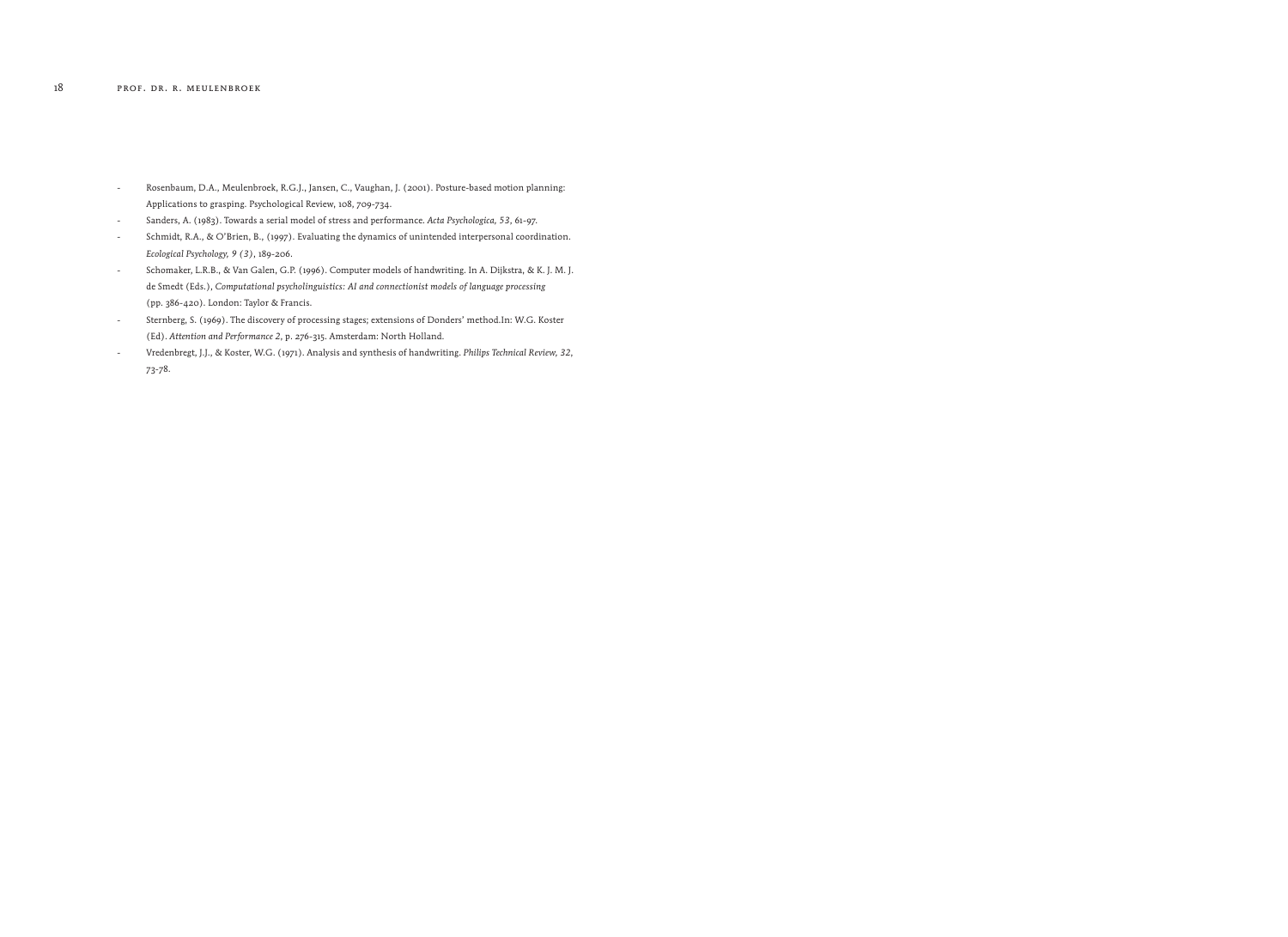- Rosenbaum, D.A., Meulenbroek, R.G.J., Jansen, C., Vaughan, J. (2001). Posture-based motion planning: Applications to grasping. Psychological Review, 108, 709-734.
- Sanders, A. (1983). Towards a serial model of stress and performance. *Acta Psychologica, 53*, 61-97.
- Schmidt, R.A., & O'Brien, B., (1997). Evaluating the dynamics of unintended interpersonal coordination. *Ecological Psychology, 9 (3)*, 189-206.
- Schomaker, L.R.B., & Van Galen, G.P. (1996). Computer models of handwriting. In A. Dijkstra, & K. J. M. J. de Smedt (Eds.), *Computational psycholinguistics: AI and connectionist models of language processing* (pp. 386-420). London: Taylor & Francis.
- Sternberg, S. (1969). The discovery of processing stages; extensions of Donders' method.In: W.G. Koster (Ed). *Attention and Performance 2*, p. 276-315. Amsterdam: North Holland.
- Vredenbregt, J.J., & Koster, W.G. (1971). Analysis and synthesis of handwriting. *Philips Technical Review, 32*, 73-78.